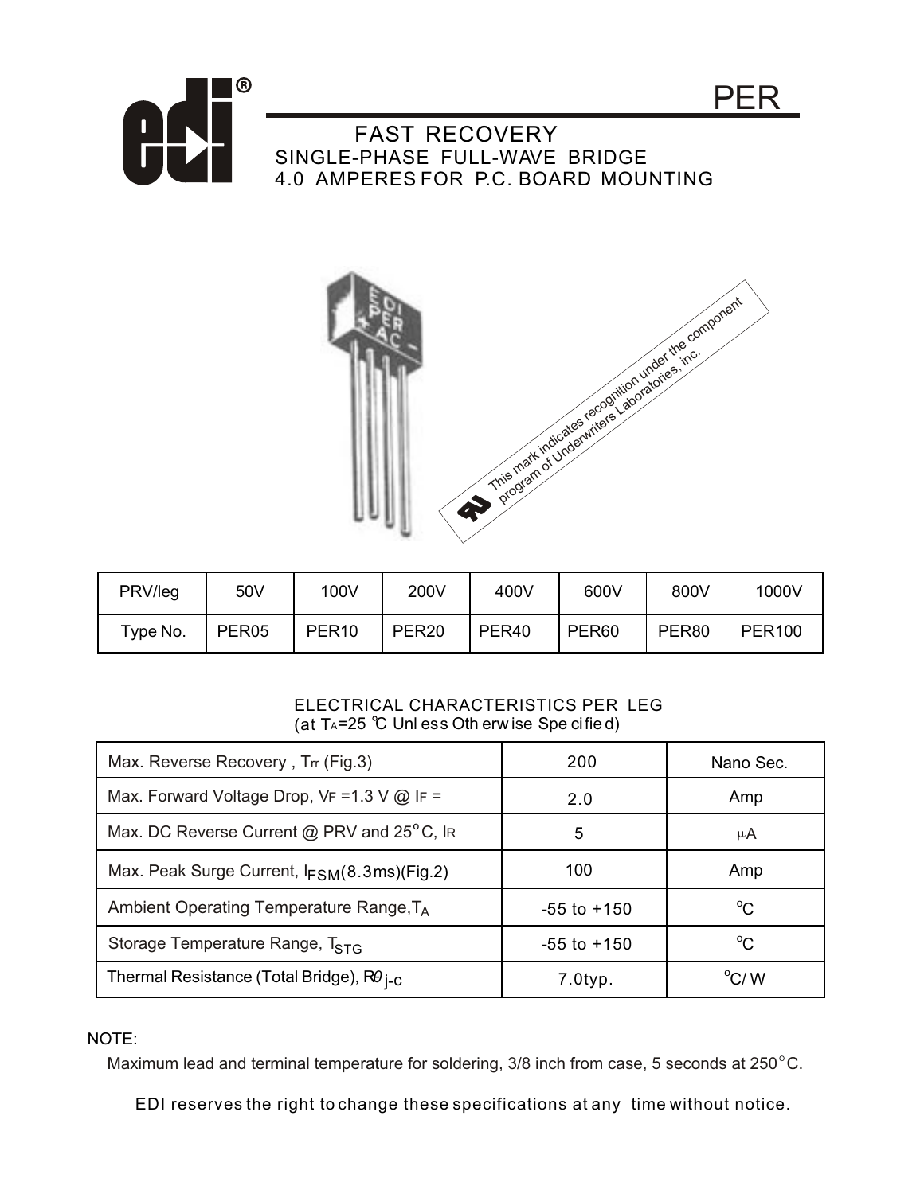# PER

## FAST RECOVERY
SINGLE-PHASE FULL-WAVE BRIDGE
4.0 AMPERES FOR P.C. BOARD MOUNTING

This mark indicates recognition under the component program of Underwriters Laboratories, inc.

| PRV/leg | 50V | 100V | 200V | 400V | 600V | 800V | 1000V |
|---|---|---|---|---|---|---|---|
| Type No. | PER05 | PER10 | PER20 | PER40 | PER60 | PER80 | PER100 |

ELECTRICAL CHARACTERISTICS PER LEG
(at $T_A$=25 ℃ Unless Otherwise Specified)

| | | |
|---|---|---|
| Max. Reverse Recovery , $T_{rr}$ (Fig.3) | 200 | Nano Sec. |
| Max. Forward Voltage Drop, $V_F$ =1.3 V @ $I_F$ = | 2.0 | Amp |
| Max. DC Reverse Current @ PRV and 25°C, $I_R$ | 5 | µA |
| Max. Peak Surge Current, $I_{FSM}$(8.3ms)(Fig.2) | 100 | Amp |
| Ambient Operating Temperature Range,$T_A$ | -55 to +150 | °C |
| Storage Temperature Range, $T_{STG}$ | -55 to +150 | °C |
| Thermal Resistance (Total Bridge), $R\theta_{j-c}$ | 7.0typ. | °C/ W |

NOTE:

Maximum lead and terminal temperature for soldering, 3/8 inch from case, 5 seconds at 250°C.

EDI reserves the right to change these specifications at any time without notice.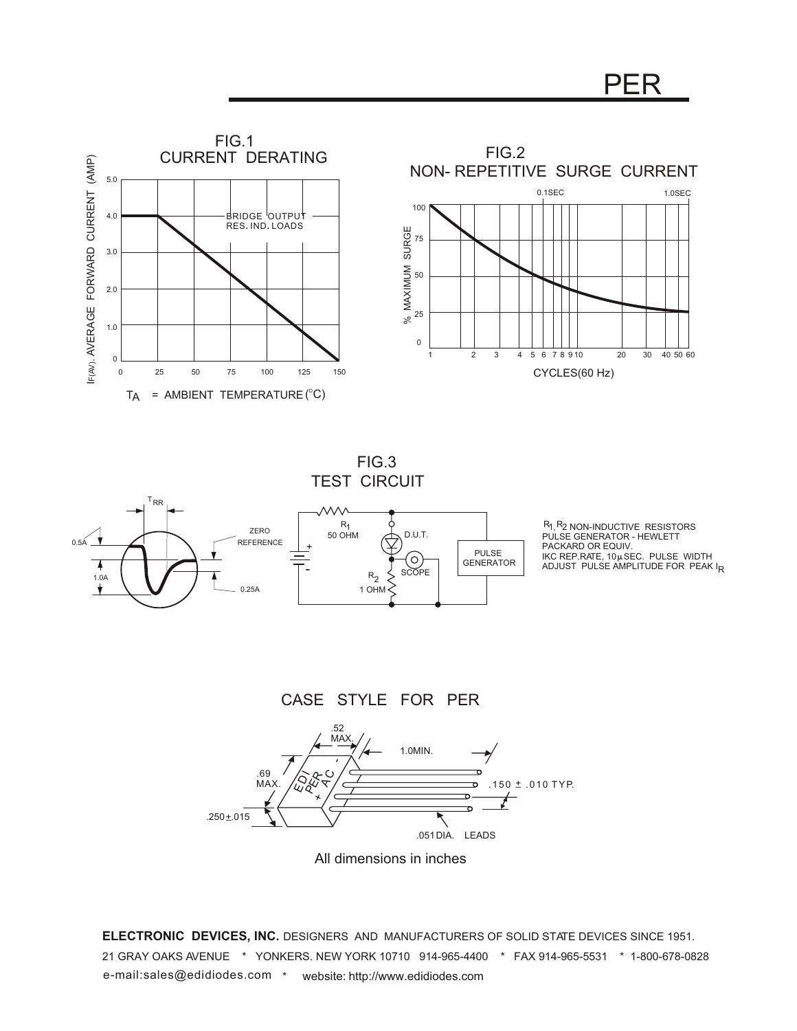# PER

## FIG.1
## CURRENT DERATING

$I_{F(AV)}$, AVERAGE FORWARD CURRENT (AMP)

5.0
4.0
3.0
2.0
1.0
0

0 25 50 75 100 125 150

BRIDGE OUTPUT
RES. IND. LOADS

$T_A$ = AMBIENT TEMPERATURE (°C)

## FIG.2
## NON- REPETITIVE SURGE CURRENT

0.1SEC
1.0SEC

% MAXIMUM SURGE

100
75
50
25
0

1 2 3 4 5 6 7 8 9 10 20 30 40 50 60

CYCLES(60 Hz)

## FIG.3
## TEST CIRCUIT

$T_{RR}$

0.5A
1.0A
ZERO REFERENCE
0.25A

$R_1$ 50 OHM
D.U.T.
SCOPE
$R_2$ 1 OHM
PULSE GENERATOR

$R_1, R_2$ NON-INDUCTIVE RESISTORS
PULSE GENERATOR - HEWLETT PACKARD OR EQUIV.
IKC REP.RATE, 10µSEC. PULSE WIDTH
ADJUST PULSE AMPLITUDE FOR PEAK $I_R$

## CASE STYLE FOR PER

.52 MAX.
1.0MIN.
.69 MAX.
EDI PER AC
.150 ± .010 TYP.
.250±.015
.051DIA. LEADS

All dimensions in inches

**ELECTRONIC DEVICES, INC.** DESIGNERS AND MANUFACTURERS OF SOLID STATE DEVICES SINCE 1951.
21 GRAY OAKS AVENUE * YONKERS. NEW YORK 10710 914-965-4400 * FAX 914-965-5531 * 1-800-678-0828
e-mail:sales@edidiodes.com * website: http://www.edidiodes.com